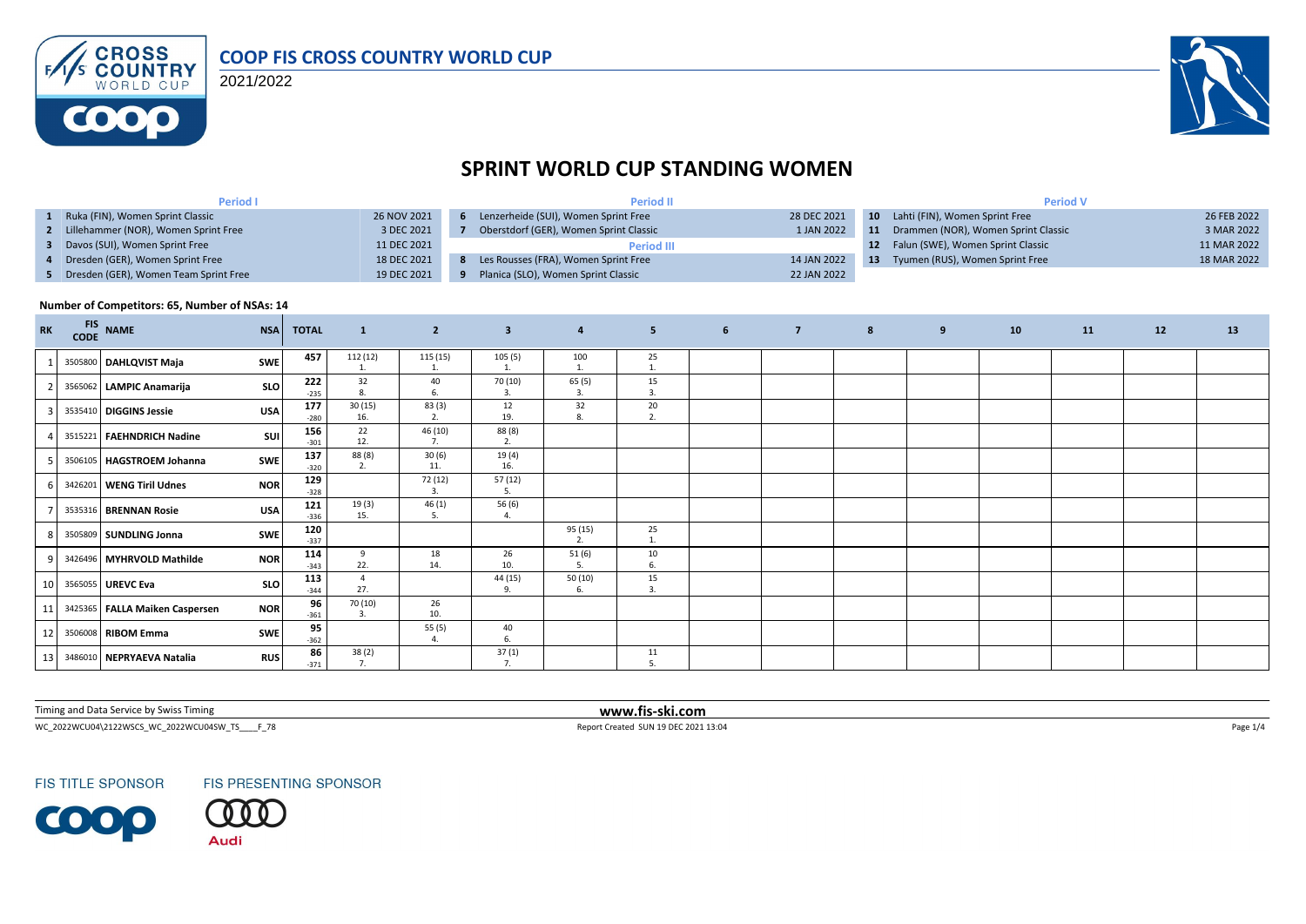# COOP FIS CROSS COUNTRY WORLD CUP

2021/2022

## SPRINT WORLD CUP STANDING WOMEN

| Period I | | | Period II | | | Period V | | |
|---|---|---|---|---|---|---|---|---|
| 1 | Ruka (FIN), Women Sprint Classic | 26 NOV 2021 | 6 | Lenzerheide (SUI), Women Sprint Free | 28 DEC 2021 | 10 | Lahti (FIN), Women Sprint Free | 26 FEB 2022 |
| 2 | Lillehammer (NOR), Women Sprint Free | 3 DEC 2021 | 7 | Oberstdorf (GER), Women Sprint Classic | 1 JAN 2022 | 11 | Drammen (NOR), Women Sprint Classic | 3 MAR 2022 |
| 3 | Davos (SUI), Women Sprint Free | 11 DEC 2021 | | Period III | | 12 | Falun (SWE), Women Sprint Classic | 11 MAR 2022 |
| 4 | Dresden (GER), Women Sprint Free | 18 DEC 2021 | 8 | Les Rousses (FRA), Women Sprint Free | 14 JAN 2022 | 13 | Tyumen (RUS), Women Sprint Free | 18 MAR 2022 |
| 5 | Dresden (GER), Women Team Sprint Free | 19 DEC 2021 | 9 | Planica (SLO), Women Sprint Classic | 22 JAN 2022 | | | |

**Number of Competitors: 65, Number of NSAs: 14**

| RK | FIS CODE | NAME | NSA | TOTAL | 1 | 2 | 3 | 4 | 5 | 6 | 7 | 8 | 9 | 10 | 11 | 12 | 13 |
|---|---|---|---|---|---|---|---|---|---|---|---|---|---|---|---|---|---|
| 1 | 3505800 | DAHLQVIST Maja | SWE | 457 | 112 (12) 1. | 115 (15) 1. | 105 (5) 1. | 100 1. | 25 1. | | | | | | | | |
| 2 | 3565062 | LAMPIC Anamarija | SLO | 222 -235 | 32 8. | 40 6. | 70 (10) 3. | 65 (5) 3. | 15 3. | | | | | | | | |
| 3 | 3535410 | DIGGINS Jessie | USA | 177 -280 | 30 (15) 16. | 83 (3) 2. | 12 19. | 32 8. | 20 2. | | | | | | | | |
| 4 | 3515221 | FAEHNDRICH Nadine | SUI | 156 -301 | 22 12. | 46 (10) 7. | 88 (8) 2. | | | | | | | | | | |
| 5 | 3506105 | HAGSTROEM Johanna | SWE | 137 -320 | 88 (8) 2. | 30 (6) 11. | 19 (4) 16. | | | | | | | | | | |
| 6 | 3426201 | WENG Tiril Udnes | NOR | 129 -328 | | 72 (12) 3. | 57 (12) 5. | | | | | | | | | | |
| 7 | 3535316 | BRENNAN Rosie | USA | 121 -336 | 19 (3) 15. | 46 (1) 5. | 56 (6) 4. | | | | | | | | | | |
| 8 | 3505809 | SUNDLING Jonna | SWE | 120 -337 | | | | 95 (15) 2. | 25 1. | | | | | | | | |
| 9 | 3426496 | MYHRVOLD Mathilde | NOR | 114 -343 | 9 22. | 18 14. | 26 10. | 51 (6) 5. | 10 6. | | | | | | | | |
| 10 | 3565055 | UREVC Eva | SLO | 113 -344 | 4 27. | | 44 (15) 9. | 50 (10) 6. | 15 3. | | | | | | | | |
| 11 | 3425365 | FALLA Maiken Caspersen | NOR | 96 -361 | 70 (10) 3. | 26 10. | | | | | | | | | | | |
| 12 | 3506008 | RIBOM Emma | SWE | 95 -362 | | 55 (5) 4. | 40 6. | | | | | | | | | | |
| 13 | 3486010 | NEPRYAEVA Natalia | RUS | 86 -371 | 38 (2) 7. | | 37 (1) 7. | | 11 5. | | | | | | | | |

Timing and Data Service by Swiss Timing

www.fis-ski.com

WC_2022WCU04\2122WSCS_WC_2022WCU04SW_TS____F_78

Report Created SUN 19 DEC 2021 13:04

FIS TITLE SPONSOR

FIS PRESENTING SPONSOR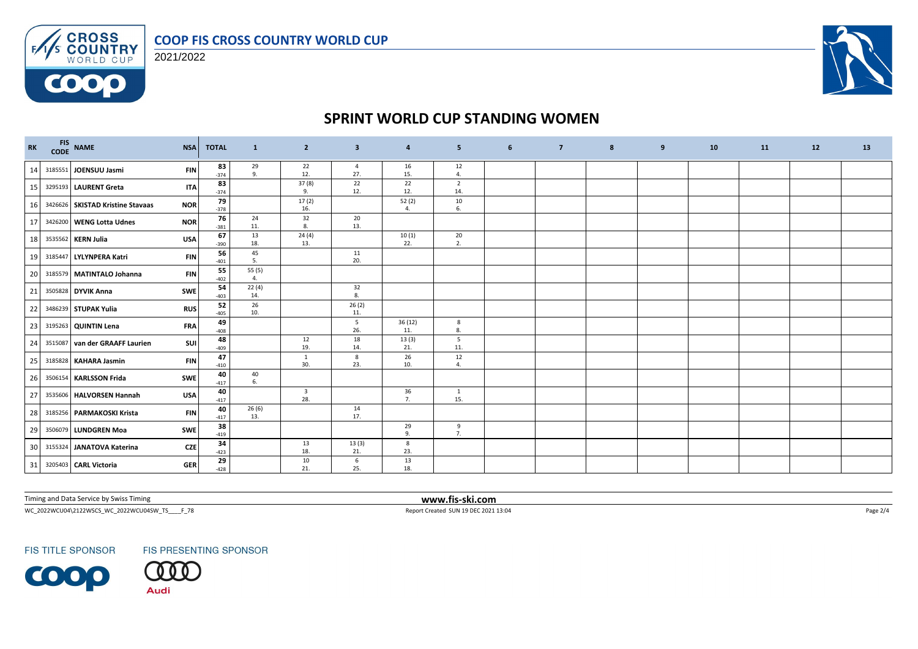# COOP FIS CROSS COUNTRY WORLD CUP

2021/2022

## SPRINT WORLD CUP STANDING WOMEN

| RK | FIS CODE | NAME | NSA | TOTAL | 1 | 2 | 3 | 4 | 5 | 6 | 7 | 8 | 9 | 10 | 11 | 12 | 13 |
|---|---|---|---|---|---|---|---|---|---|---|---|---|---|---|---|---|---|
| 14 | 3185551 | JOENSUU Jasmi | FIN | 83<br>-374 | 29<br>9. | 22<br>12. | 4<br>27. | 16<br>15. | 12<br>4. | | | | | | | | |
| 15 | 3295193 | LAURENT Greta | ITA | 83<br>-374 | | 37 (8)<br>9. | 22<br>12. | 22<br>12. | 2<br>14. | | | | | | | | |
| 16 | 3426626 | SKISTAD Kristine Stavaas | NOR | 79<br>-378 | | 17 (2)<br>16. | | 52 (2)<br>4. | 10<br>6. | | | | | | | | |
| 17 | 3426200 | WENG Lotta Udnes | NOR | 76<br>-381 | 24<br>11. | 32<br>8. | 20<br>13. | | | | | | | | | | |
| 18 | 3535562 | KERN Julia | USA | 67<br>-390 | 13<br>18. | 24 (4)<br>13. | | 10 (1)<br>22. | 20<br>2. | | | | | | | | |
| 19 | 3185447 | LYLYNPERA Katri | FIN | 56<br>-401 | 45<br>5. | | 11<br>20. | | | | | | | | | | |
| 20 | 3185579 | MATINTALO Johanna | FIN | 55<br>-402 | 55 (5)<br>4. | | | | | | | | | | | | |
| 21 | 3505828 | DYVIK Anna | SWE | 54<br>-403 | 22 (4)<br>14. | | 32<br>8. | | | | | | | | | | |
| 22 | 3486239 | STUPAK Yulia | RUS | 52<br>-405 | 26<br>10. | | 26 (2)<br>11. | | | | | | | | | | |
| 23 | 3195263 | QUINTIN Lena | FRA | 49<br>-408 | | | 5<br>26. | 36 (12)<br>11. | 8<br>8. | | | | | | | | |
| 24 | 3515087 | van der GRAAFF Laurien | SUI | 48<br>-409 | | 12<br>19. | 18<br>14. | 13 (3)<br>21. | 5<br>11. | | | | | | | | |
| 25 | 3185828 | KAHARA Jasmin | FIN | 47<br>-410 | | 1<br>30. | 8<br>23. | 26<br>10. | 12<br>4. | | | | | | | | |
| 26 | 3506154 | KARLSSON Frida | SWE | 40<br>-417 | 40<br>6. | | | | | | | | | | | | |
| 27 | 3535606 | HALVORSEN Hannah | USA | 40<br>-417 | | 3<br>28. | | 36<br>7. | 1<br>15. | | | | | | | | |
| 28 | 3185256 | PARMAKOSKI Krista | FIN | 40<br>-417 | 26 (6)<br>13. | | 14<br>17. | | | | | | | | | | |
| 29 | 3506079 | LUNDGREN Moa | SWE | 38<br>-419 | | | | 29<br>9. | 9<br>7. | | | | | | | | |
| 30 | 3155324 | JANATOVA Katerina | CZE | 34<br>-423 | | 13<br>18. | 13 (3)<br>21. | 8<br>23. | | | | | | | | | |
| 31 | 3205403 | CARL Victoria | GER | 29<br>-428 | | 10<br>21. | 6<br>25. | 13<br>18. | | | | | | | | | |

Timing and Data Service by Swiss Timing

www.fis-ski.com

WC_2022WCU04\2122WSCS_WC_2022WCU04SW_TS____F_78

Report Created SUN 19 DEC 2021 13:04

FIS TITLE SPONSOR

FIS PRESENTING SPONSOR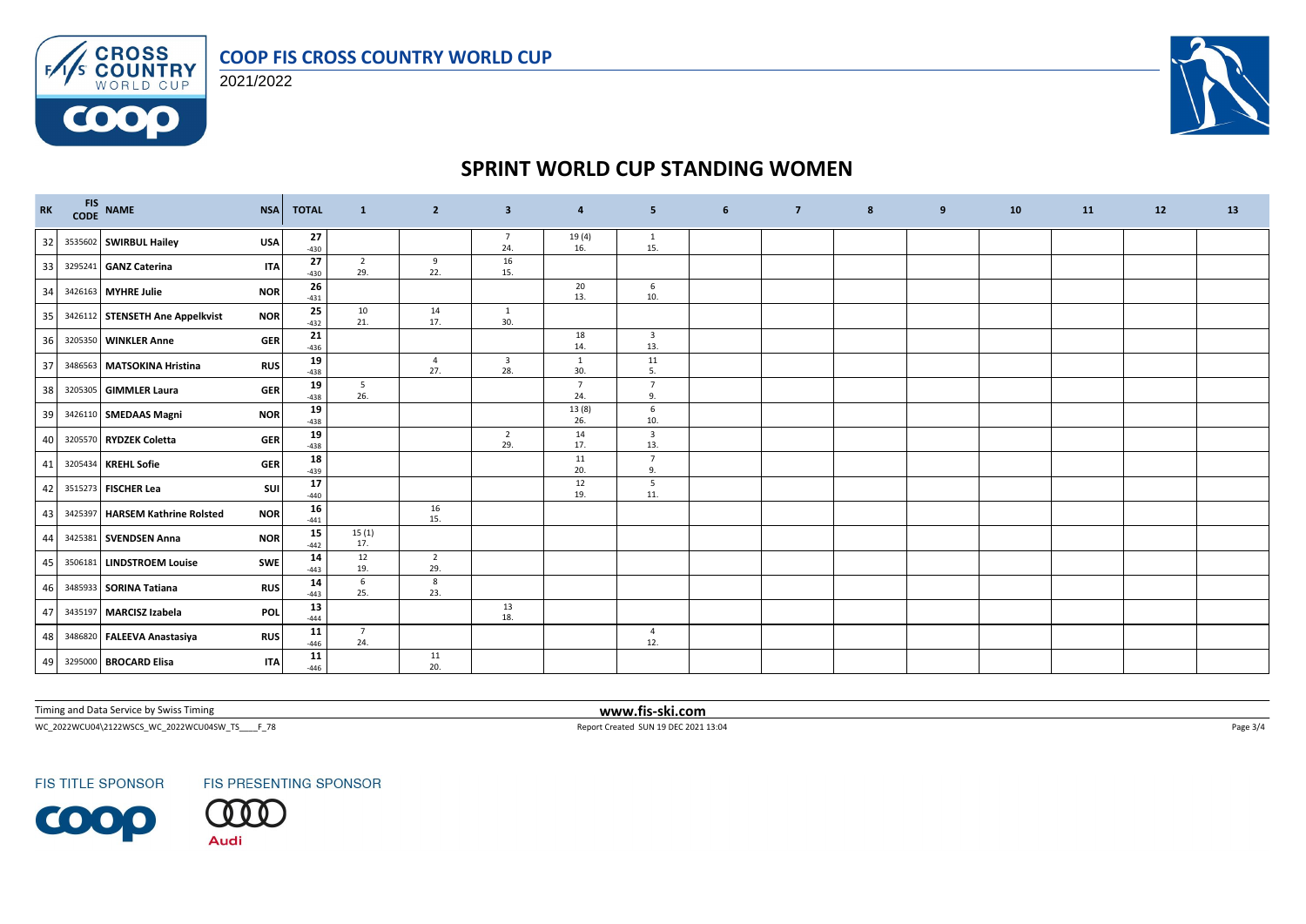# SPRINT WORLD CUP STANDING WOMEN

COOP FIS CROSS COUNTRY WORLD CUP

2021/2022

| RK | FIS CODE | NAME | NSA | TOTAL | 1 | 2 | 3 | 4 | 5 | 6 | 7 | 8 | 9 | 10 | 11 | 12 | 13 |
|---|---|---|---|---|---|---|---|---|---|---|---|---|---|---|---|---|---|
| 32 | 3535602 | **SWIRBUL Hailey** | USA | **27** -430 | | | 7 24. | 19 (4) 16. | 1 15. | | | | | | | | |
| 33 | 3295241 | **GANZ Caterina** | ITA | **27** -430 | 2 29. | 9 22. | 16 15. | | | | | | | | | | |
| 34 | 3426163 | **MYHRE Julie** | NOR | **26** -431 | | | | 20 13. | 6 10. | | | | | | | | |
| 35 | 3426112 | **STENSETH Ane Appelkvist** | NOR | **25** -432 | 10 21. | 14 17. | 1 30. | | | | | | | | | | |
| 36 | 3205350 | **WINKLER Anne** | GER | **21** -436 | | | | 18 14. | 3 13. | | | | | | | | |
| 37 | 3486563 | **MATSOKINA Hristina** | RUS | **19** -438 | | 4 27. | 3 28. | 1 30. | 11 5. | | | | | | | | |
| 38 | 3205305 | **GIMMLER Laura** | GER | **19** -438 | 5 26. | | | 7 24. | 7 9. | | | | | | | | |
| 39 | 3426110 | **SMEDAAS Magni** | NOR | **19** -438 | | | | 13 (8) 26. | 6 10. | | | | | | | | |
| 40 | 3205570 | **RYDZEK Coletta** | GER | **19** -438 | | | 2 29. | 14 17. | 3 13. | | | | | | | | |
| 41 | 3205434 | **KREHL Sofie** | GER | **18** -439 | | | | 11 20. | 7 9. | | | | | | | | |
| 42 | 3515273 | **FISCHER Lea** | SUI | **17** -440 | | | | 12 19. | 5 11. | | | | | | | | |
| 43 | 3425397 | **HARSEM Kathrine Rolsted** | NOR | **16** -441 | | 16 15. | | | | | | | | | | | |
| 44 | 3425381 | **SVENDSEN Anna** | NOR | **15** -442 | 15 (1) 17. | | | | | | | | | | | | |
| 45 | 3506181 | **LINDSTROEM Louise** | SWE | **14** -443 | 12 19. | 2 29. | | | | | | | | | | | |
| 46 | 3485933 | **SORINA Tatiana** | RUS | **14** -443 | 6 25. | 8 23. | | | | | | | | | | | |
| 47 | 3435197 | **MARCISZ Izabela** | POL | **13** -444 | | | 13 18. | | | | | | | | | | |
| 48 | 3486820 | **FALEEVA Anastasiya** | RUS | **11** -446 | 7 24. | | | | 4 12. | | | | | | | | |
| 49 | 3295000 | **BROCARD Elisa** | ITA | **11** -446 | | 11 20. | | | | | | | | | | | |

Timing and Data Service by Swiss Timing

**www.fis-ski.com**

WC_2022WCU04\2122WSCS_WC_2022WCU04SW_TS____F_78

Report Created SUN 19 DEC 2021 13:04

FIS TITLE SPONSOR

FIS PRESENTING SPONSOR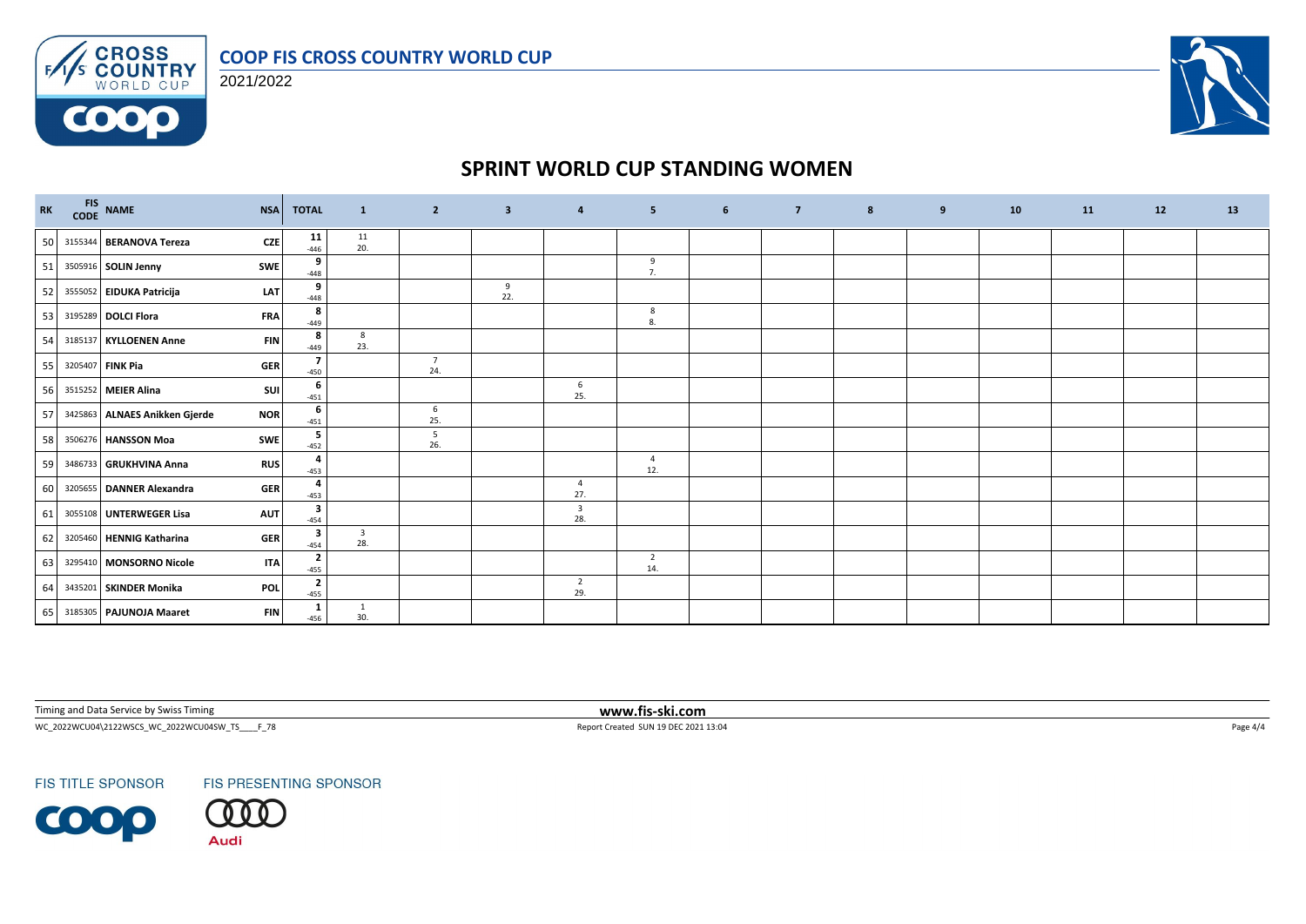# SPRINT WORLD CUP STANDING WOMEN

COOP FIS CROSS COUNTRY WORLD CUP

2021/2022

| RK | FIS CODE | NAME | NSA | TOTAL | 1 | 2 | 3 | 4 | 5 | 6 | 7 | 8 | 9 | 10 | 11 | 12 | 13 |
|---|---|---|---|---|---|---|---|---|---|---|---|---|---|---|---|---|---|
| 50 | 3155344 | BERANOVA Tereza | CZE | 11 -446 | 11 20. | | | | | | | | | | | | |
| 51 | 3505916 | SOLIN Jenny | SWE | 9 -448 | | | | | 9 7. | | | | | | | | |
| 52 | 3555052 | EIDUKA Patricija | LAT | 9 -448 | | | 9 22. | | | | | | | | | | |
| 53 | 3195289 | DOLCI Flora | FRA | 8 -449 | | | | | 8 8. | | | | | | | | |
| 54 | 3185137 | KYLLOENEN Anne | FIN | 8 -449 | 8 23. | | | | | | | | | | | | |
| 55 | 3205407 | FINK Pia | GER | 7 -450 | | 7 24. | | | | | | | | | | | |
| 56 | 3515252 | MEIER Alina | SUI | 6 -451 | | | | 6 25. | | | | | | | | | |
| 57 | 3425863 | ALNAES Anikken Gjerde | NOR | 6 -451 | | 6 25. | | | | | | | | | | | |
| 58 | 3506276 | HANSSON Moa | SWE | 5 -452 | | 5 26. | | | | | | | | | | | |
| 59 | 3486733 | GRUKHVINA Anna | RUS | 4 -453 | | | | | 4 12. | | | | | | | | |
| 60 | 3205655 | DANNER Alexandra | GER | 4 -453 | | | | 4 27. | | | | | | | | | |
| 61 | 3055108 | UNTERWEGER Lisa | AUT | 3 -454 | | | | 3 28. | | | | | | | | | |
| 62 | 3205460 | HENNIG Katharina | GER | 3 -454 | 3 28. | | | | | | | | | | | | |
| 63 | 3295410 | MONSORNO Nicole | ITA | 2 -455 | | | | | 2 14. | | | | | | | | |
| 64 | 3435201 | SKINDER Monika | POL | 2 -455 | | | | 2 29. | | | | | | | | | |
| 65 | 3185305 | PAJUNOJA Maaret | FIN | 1 -456 | 1 30. | | | | | | | | | | | | |

Timing and Data Service by Swiss Timing

www.fis-ski.com

WC_2022WCU04\2122WSCS_WC_2022WCU04SW_TS____F_78

Report Created SUN 19 DEC 2021 13:04

FIS TITLE SPONSOR

FIS PRESENTING SPONSOR

Audi